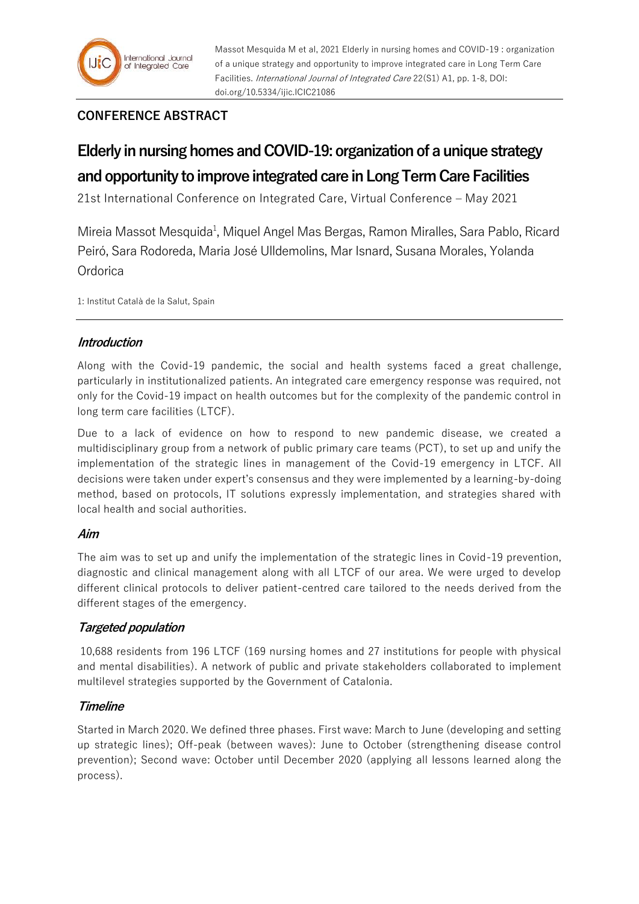Massot Mesquida M et al, 2021 Elderly in nursing homes and COVID-19 : organization of a unique strategy and opportunity to improve integrated care in Long Term Care Facilities. *International Journal of Integrated Care* 22(S1) A1, pp. 1-8, DOI: doi.org/10.5334/ijic.ICIC21086

**CONFERENCE ABSTRACT**

# Elderly in nursing homes and COVID-19: organization of a unique strategy and opportunity to improve integrated care in Long Term Care Facilities

21st International Conference on Integrated Care, Virtual Conference – May 2021

Mireia Massot Mesquida[1], Miquel Angel Mas Bergas, Ramon Miralles, Sara Pablo, Ricard Peiró, Sara Rodoreda, Maria José Ulldemolins, Mar Isnard, Susana Morales, Yolanda Ordorica

1: Institut Català de la Salut, Spain

## *Introduction*

Along with the Covid-19 pandemic, the social and health systems faced a great challenge, particularly in institutionalized patients. An integrated care emergency response was required, not only for the Covid-19 impact on health outcomes but for the complexity of the pandemic control in long term care facilities (LTCF).

Due to a lack of evidence on how to respond to new pandemic disease, we created a multidisciplinary group from a network of public primary care teams (PCT), to set up and unify the implementation of the strategic lines in management of the Covid-19 emergency in LTCF. All decisions were taken under expert's consensus and they were implemented by a learning-by-doing method, based on protocols, IT solutions expressly implementation, and strategies shared with local health and social authorities.

## *Aim*

The aim was to set up and unify the implementation of the strategic lines in Covid-19 prevention, diagnostic and clinical management along with all LTCF of our area. We were urged to develop different clinical protocols to deliver patient-centred care tailored to the needs derived from the different stages of the emergency.

## *Targeted population*

10,688 residents from 196 LTCF (169 nursing homes and 27 institutions for people with physical and mental disabilities). A network of public and private stakeholders collaborated to implement multilevel strategies supported by the Government of Catalonia.

## *Timeline*

Started in March 2020. We defined three phases. First wave: March to June (developing and setting up strategic lines); Off-peak (between waves): June to October (strengthening disease control prevention); Second wave: October until December 2020 (applying all lessons learned along the process).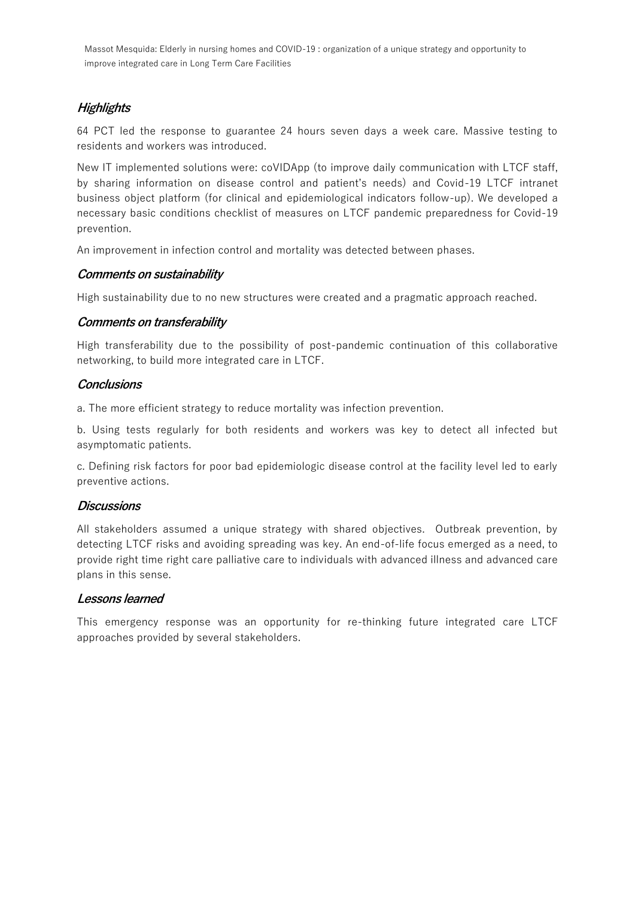## Highlights

64 PCT led the response to guarantee 24 hours seven days a week care. Massive testing to residents and workers was introduced.

New IT implemented solutions were: coVIDApp (to improve daily communication with LTCF staff, by sharing information on disease control and patient's needs) and Covid-19 LTCF intranet business object platform (for clinical and epidemiological indicators follow-up). We developed a necessary basic conditions checklist of measures on LTCF pandemic preparedness for Covid-19 prevention.

An improvement in infection control and mortality was detected between phases.

## Comments on sustainability

High sustainability due to no new structures were created and a pragmatic approach reached.

## Comments on transferability

High transferability due to the possibility of post-pandemic continuation of this collaborative networking, to build more integrated care in LTCF.

## Conclusions

a. The more efficient strategy to reduce mortality was infection prevention.

b. Using tests regularly for both residents and workers was key to detect all infected but asymptomatic patients.

c. Defining risk factors for poor bad epidemiologic disease control at the facility level led to early preventive actions.

## Discussions

All stakeholders assumed a unique strategy with shared objectives. Outbreak prevention, by detecting LTCF risks and avoiding spreading was key. An end-of-life focus emerged as a need, to provide right time right care palliative care to individuals with advanced illness and advanced care plans in this sense.

## Lessons learned

This emergency response was an opportunity for re-thinking future integrated care LTCF approaches provided by several stakeholders.